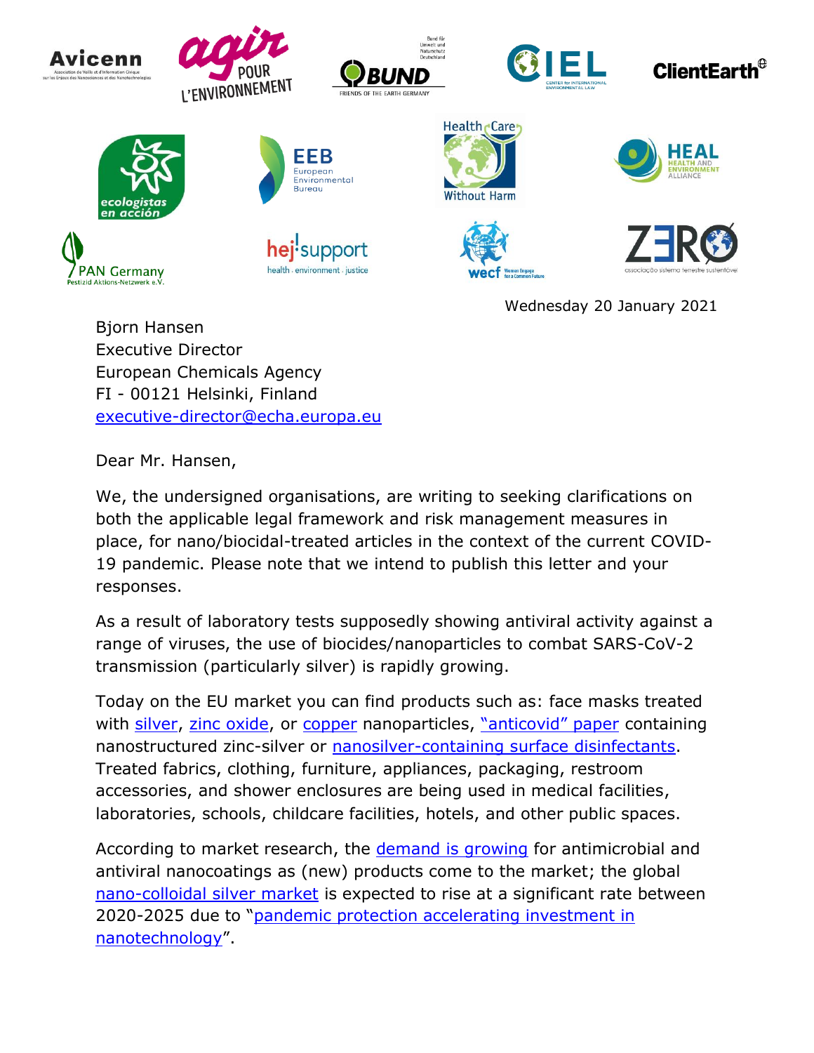Wednesday 20 January 2021

Bjorn Hansen
Executive Director
European Chemicals Agency
FI - 00121 Helsinki, Finland
executive-director@echa.europa.eu

Dear Mr. Hansen,

We, the undersigned organisations, are writing to seeking clarifications on both the applicable legal framework and risk management measures in place, for nano/biocidal-treated articles in the context of the current COVID-19 pandemic. Please note that we intend to publish this letter and your responses.

As a result of laboratory tests supposedly showing antiviral activity against a range of viruses, the use of biocides/nanoparticles to combat SARS-CoV-2 transmission (particularly silver) is rapidly growing.

Today on the EU market you can find products such as: face masks treated with silver, zinc oxide, or copper nanoparticles, "anticovid" paper containing nanostructured zinc-silver or nanosilver-containing surface disinfectants. Treated fabrics, clothing, furniture, appliances, packaging, restroom accessories, and shower enclosures are being used in medical facilities, laboratories, schools, childcare facilities, hotels, and other public spaces.

According to market research, the demand is growing for antimicrobial and antiviral nanocoatings as (new) products come to the market; the global nano-colloidal silver market is expected to rise at a significant rate between 2020-2025 due to "pandemic protection accelerating investment in nanotechnology".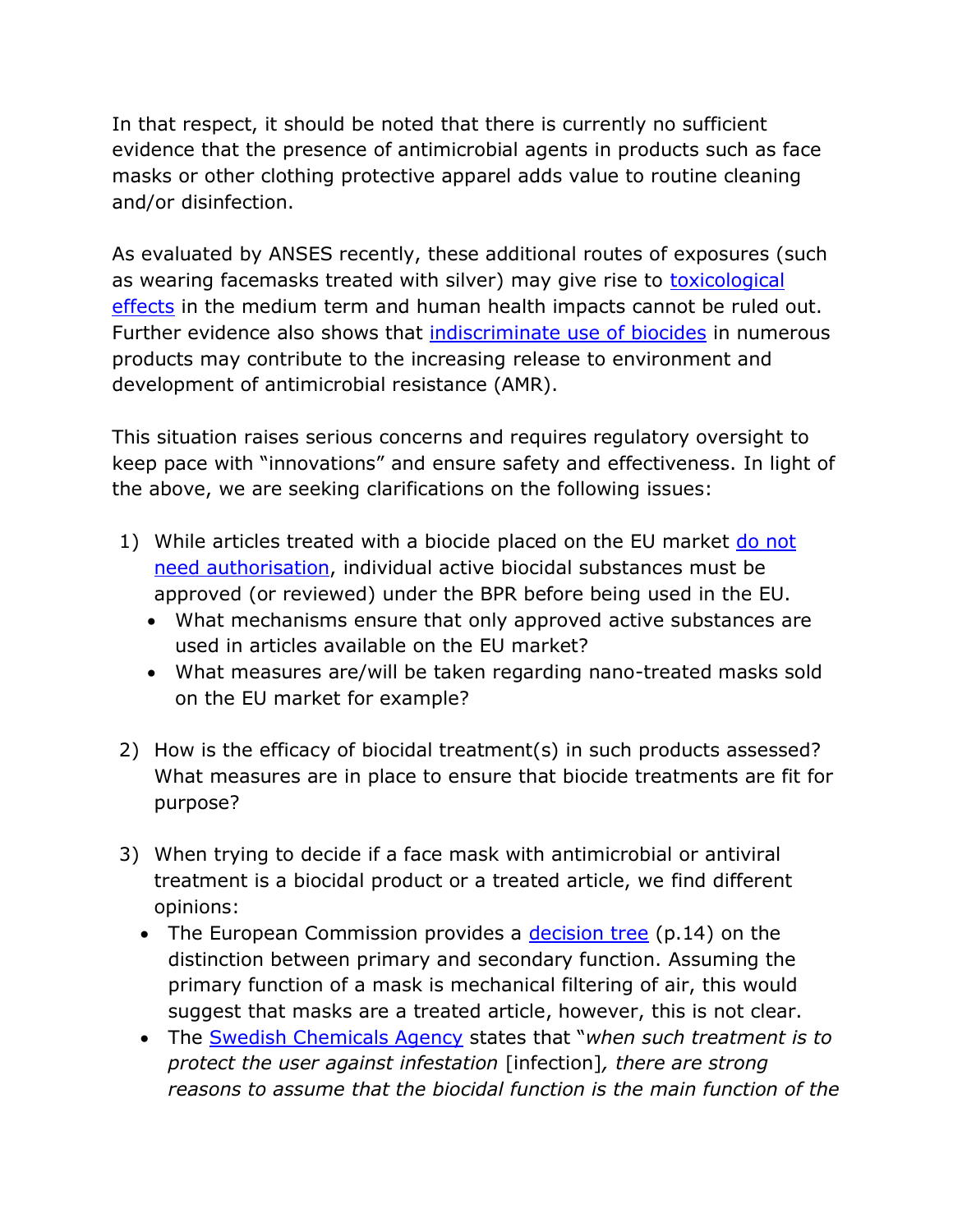In that respect, it should be noted that there is currently no sufficient evidence that the presence of antimicrobial agents in products such as face masks or other clothing protective apparel adds value to routine cleaning and/or disinfection.

As evaluated by ANSES recently, these additional routes of exposures (such as wearing facemasks treated with silver) may give rise to toxicological effects in the medium term and human health impacts cannot be ruled out. Further evidence also shows that indiscriminate use of biocides in numerous products may contribute to the increasing release to environment and development of antimicrobial resistance (AMR).

This situation raises serious concerns and requires regulatory oversight to keep pace with "innovations" and ensure safety and effectiveness. In light of the above, we are seeking clarifications on the following issues:

1) While articles treated with a biocide placed on the EU market do not need authorisation, individual active biocidal substances must be approved (or reviewed) under the BPR before being used in the EU.
   - What mechanisms ensure that only approved active substances are used in articles available on the EU market?
   - What measures are/will be taken regarding nano-treated masks sold on the EU market for example?

2) How is the efficacy of biocidal treatment(s) in such products assessed? What measures are in place to ensure that biocide treatments are fit for purpose?

3) When trying to decide if a face mask with antimicrobial or antiviral treatment is a biocidal product or a treated article, we find different opinions:
   - The European Commission provides a decision tree (p.14) on the distinction between primary and secondary function. Assuming the primary function of a mask is mechanical filtering of air, this would suggest that masks are a treated article, however, this is not clear.
   - The Swedish Chemicals Agency states that "*when such treatment is to protect the user against infestation* [infection]*, there are strong reasons to assume that the biocidal function is the main function of the*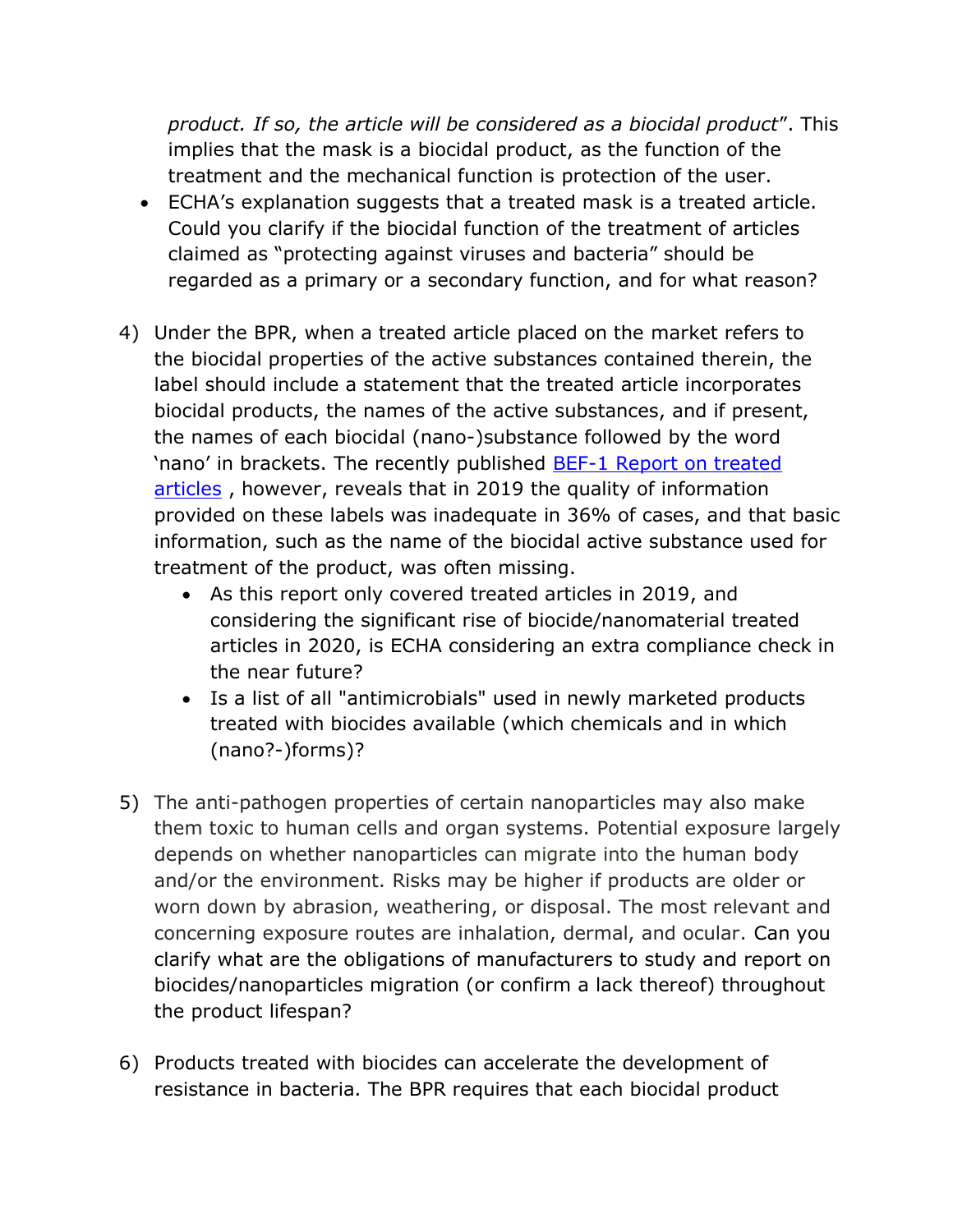*product. If so, the article will be considered as a biocidal product*". This implies that the mask is a biocidal product, as the function of the treatment and the mechanical function is protection of the user.

- ECHA's explanation suggests that a treated mask is a treated article. Could you clarify if the biocidal function of the treatment of articles claimed as "protecting against viruses and bacteria" should be regarded as a primary or a secondary function, and for what reason?

4) Under the BPR, when a treated article placed on the market refers to the biocidal properties of the active substances contained therein, the label should include a statement that the treated article incorporates biocidal products, the names of the active substances, and if present, the names of each biocidal (nano-)substance followed by the word 'nano' in brackets. The recently published BEF-1 Report on treated articles , however, reveals that in 2019 the quality of information provided on these labels was inadequate in 36% of cases, and that basic information, such as the name of the biocidal active substance used for treatment of the product, was often missing.
   - As this report only covered treated articles in 2019, and considering the significant rise of biocide/nanomaterial treated articles in 2020, is ECHA considering an extra compliance check in the near future?
   - Is a list of all "antimicrobials" used in newly marketed products treated with biocides available (which chemicals and in which (nano?-)forms)?

5) The anti-pathogen properties of certain nanoparticles may also make them toxic to human cells and organ systems. Potential exposure largely depends on whether nanoparticles can migrate into the human body and/or the environment. Risks may be higher if products are older or worn down by abrasion, weathering, or disposal. The most relevant and concerning exposure routes are inhalation, dermal, and ocular. Can you clarify what are the obligations of manufacturers to study and report on biocides/nanoparticles migration (or confirm a lack thereof) throughout the product lifespan?

6) Products treated with biocides can accelerate the development of resistance in bacteria. The BPR requires that each biocidal product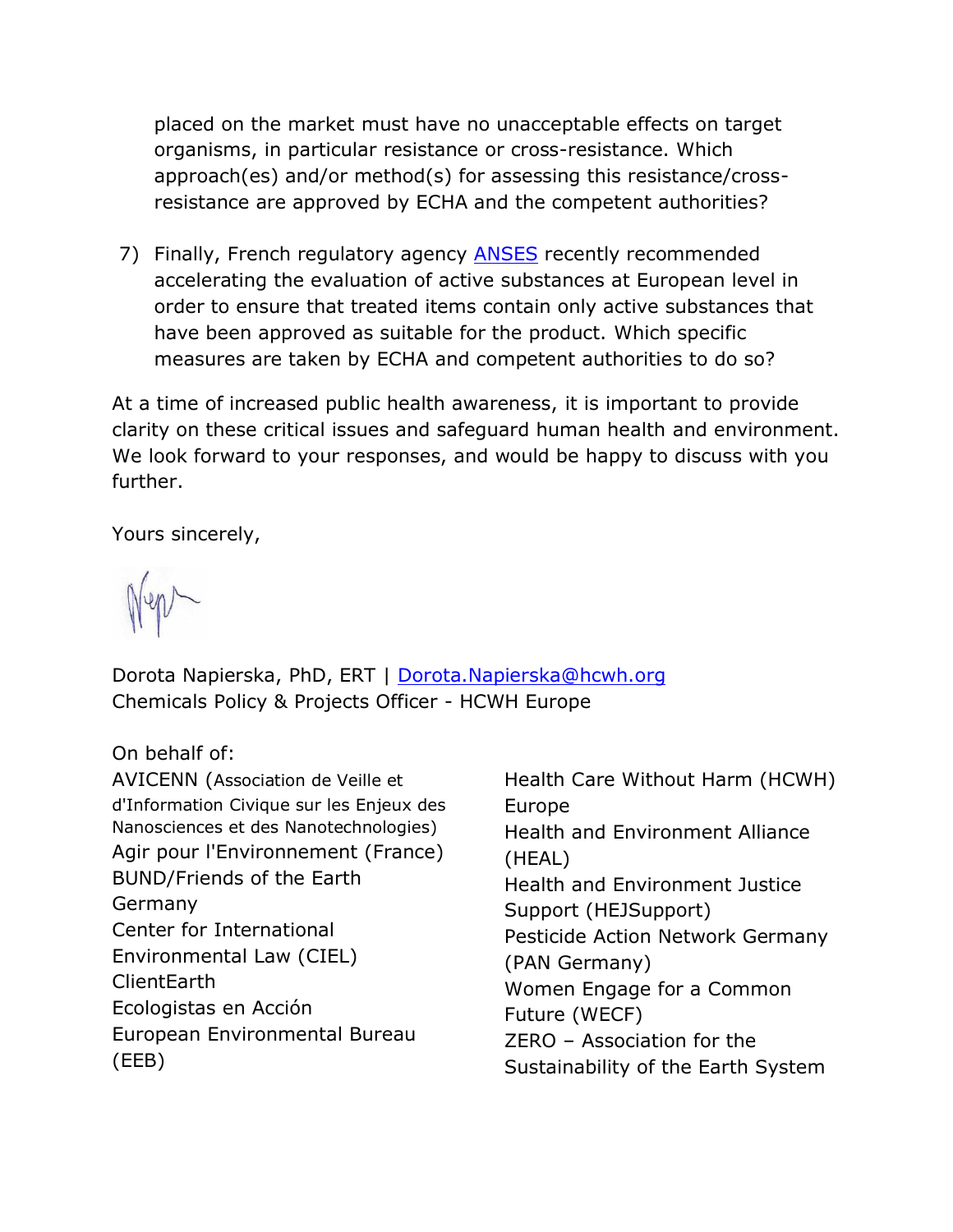placed on the market must have no unacceptable effects on target organisms, in particular resistance or cross-resistance. Which approach(es) and/or method(s) for assessing this resistance/cross-resistance are approved by ECHA and the competent authorities?

7) Finally, French regulatory agency ANSES recently recommended accelerating the evaluation of active substances at European level in order to ensure that treated items contain only active substances that have been approved as suitable for the product. Which specific measures are taken by ECHA and competent authorities to do so?

At a time of increased public health awareness, it is important to provide clarity on these critical issues and safeguard human health and environment. We look forward to your responses, and would be happy to discuss with you further.

Yours sincerely,

Dorota Napierska, PhD, ERT | Dorota.Napierska@hcwh.org
Chemicals Policy & Projects Officer - HCWH Europe

On behalf of:

AVICENN (Association de Veille et d'Information Civique sur les Enjeux des Nanosciences et des Nanotechnologies)
Agir pour l'Environnement (France)
BUND/Friends of the Earth Germany
Center for International Environmental Law (CIEL)
ClientEarth
Ecologistas en Acción
European Environmental Bureau (EEB)
Health Care Without Harm (HCWH) Europe
Health and Environment Alliance (HEAL)
Health and Environment Justice Support (HEJSupport)
Pesticide Action Network Germany (PAN Germany)
Women Engage for a Common Future (WECF)
ZERO – Association for the Sustainability of the Earth System